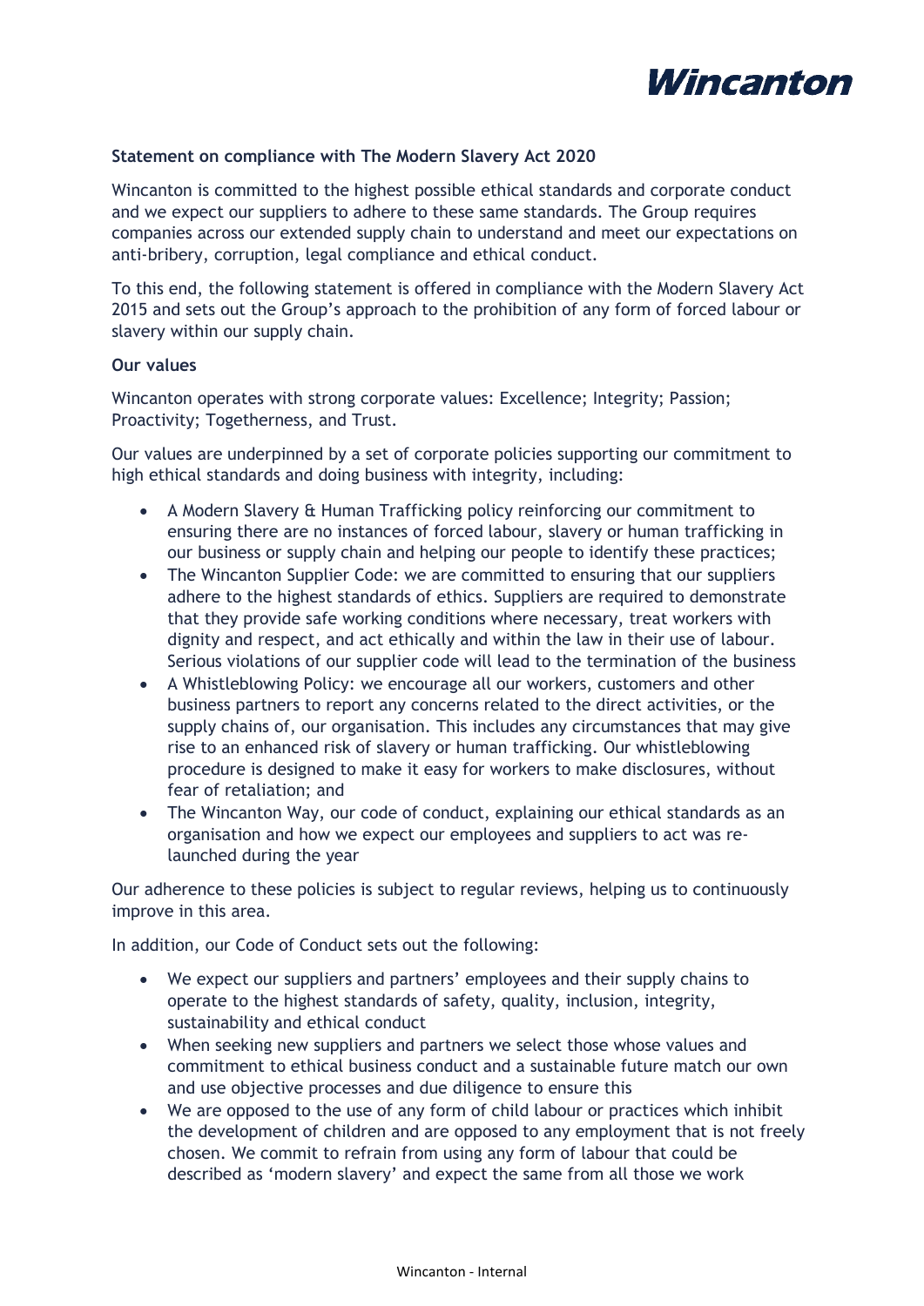**Statement on compliance with The Modern Slavery Act 2020**

Wincanton is committed to the highest possible ethical standards and corporate conduct and we expect our suppliers to adhere to these same standards. The Group requires companies across our extended supply chain to understand and meet our expectations on anti-bribery, corruption, legal compliance and ethical conduct.

To this end, the following statement is offered in compliance with the Modern Slavery Act 2015 and sets out the Group's approach to the prohibition of any form of forced labour or slavery within our supply chain.

**Our values**

Wincanton operates with strong corporate values: Excellence; Integrity; Passion; Proactivity; Togetherness, and Trust.

Our values are underpinned by a set of corporate policies supporting our commitment to high ethical standards and doing business with integrity, including:

- A Modern Slavery & Human Trafficking policy reinforcing our commitment to ensuring there are no instances of forced labour, slavery or human trafficking in our business or supply chain and helping our people to identify these practices;
- The Wincanton Supplier Code: we are committed to ensuring that our suppliers adhere to the highest standards of ethics. Suppliers are required to demonstrate that they provide safe working conditions where necessary, treat workers with dignity and respect, and act ethically and within the law in their use of labour. Serious violations of our supplier code will lead to the termination of the business
- A Whistleblowing Policy: we encourage all our workers, customers and other business partners to report any concerns related to the direct activities, or the supply chains of, our organisation. This includes any circumstances that may give rise to an enhanced risk of slavery or human trafficking. Our whistleblowing procedure is designed to make it easy for workers to make disclosures, without fear of retaliation; and
- The Wincanton Way, our code of conduct, explaining our ethical standards as an organisation and how we expect our employees and suppliers to act was re-launched during the year

Our adherence to these policies is subject to regular reviews, helping us to continuously improve in this area.

In addition, our Code of Conduct sets out the following:

- We expect our suppliers and partners' employees and their supply chains to operate to the highest standards of safety, quality, inclusion, integrity, sustainability and ethical conduct
- When seeking new suppliers and partners we select those whose values and commitment to ethical business conduct and a sustainable future match our own and use objective processes and due diligence to ensure this
- We are opposed to the use of any form of child labour or practices which inhibit the development of children and are opposed to any employment that is not freely chosen. We commit to refrain from using any form of labour that could be described as 'modern slavery' and expect the same from all those we work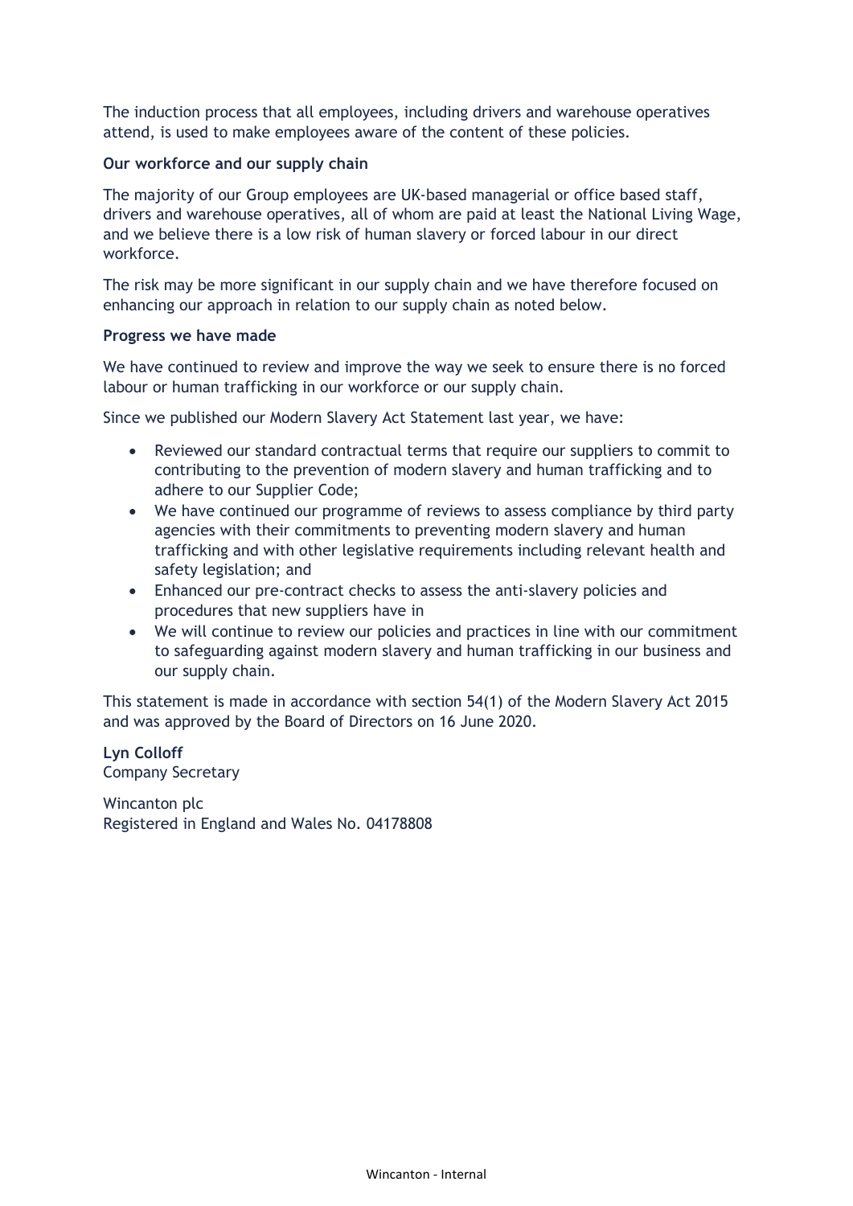The induction process that all employees, including drivers and warehouse operatives attend, is used to make employees aware of the content of these policies.

**Our workforce and our supply chain**

The majority of our Group employees are UK-based managerial or office based staff, drivers and warehouse operatives, all of whom are paid at least the National Living Wage, and we believe there is a low risk of human slavery or forced labour in our direct workforce.

The risk may be more significant in our supply chain and we have therefore focused on enhancing our approach in relation to our supply chain as noted below.

**Progress we have made**

We have continued to review and improve the way we seek to ensure there is no forced labour or human trafficking in our workforce or our supply chain.

Since we published our Modern Slavery Act Statement last year, we have:

- Reviewed our standard contractual terms that require our suppliers to commit to contributing to the prevention of modern slavery and human trafficking and to adhere to our Supplier Code;
- We have continued our programme of reviews to assess compliance by third party agencies with their commitments to preventing modern slavery and human trafficking and with other legislative requirements including relevant health and safety legislation; and
- Enhanced our pre-contract checks to assess the anti-slavery policies and procedures that new suppliers have in
- We will continue to review our policies and practices in line with our commitment to safeguarding against modern slavery and human trafficking in our business and our supply chain.

This statement is made in accordance with section 54(1) of the Modern Slavery Act 2015 and was approved by the Board of Directors on 16 June 2020.

**Lyn Colloff**
Company Secretary

Wincanton plc
Registered in England and Wales No. 04178808